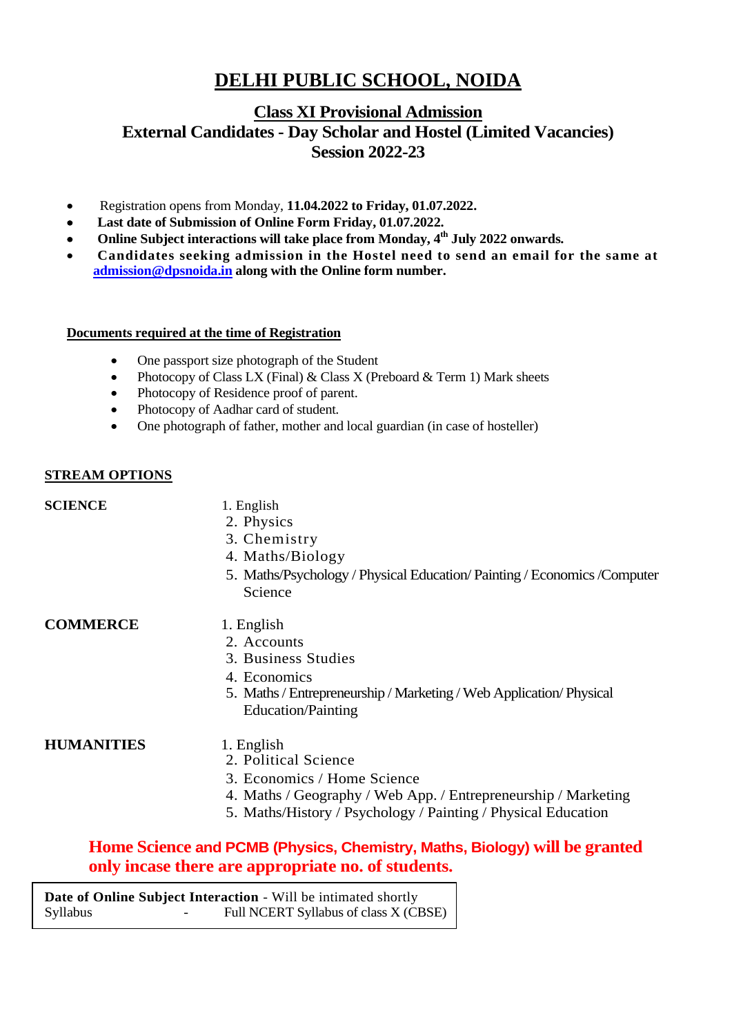# DELHI PUBLIC SCHOOL, NOIDA

## Class XI Provisional Admission

## External Candidates - Day Scholar and Hostel (Limited Vacancies)

## Session 2022-23

- Registration opens from Monday, **11.04.2022 to Friday, 01.07.2022.**
- **Last date of Submission of Online Form Friday, 01.07.2022.**
- **Online Subject interactions will take place from Monday, 4th July 2022 onwards.**
- **Candidates seeking admission in the Hostel need to send an email for the same at [admission@dpsnoida.in](mailto:admission@dpsnoida.in) along with the Online form number.**

**Documents required at the time of Registration**

- One passport size photograph of the Student
- Photocopy of Class LX (Final) & Class X (Preboard & Term 1) Mark sheets
- Photocopy of Residence proof of parent.
- Photocopy of Aadhar card of student.
- One photograph of father, mother and local guardian (in case of hosteller)

**STREAM OPTIONS**

**SCIENCE**

1. English
2. Physics
3. Chemistry
4. Maths/Biology
5. Maths/Psychology / Physical Education/ Painting / Economics /Computer Science

**COMMERCE**

1. English
2. Accounts
3. Business Studies
4. Economics
5. Maths / Entrepreneurship / Marketing / Web Application/ Physical Education/Painting

**HUMANITIES**

1. English
2. Political Science
3. Economics / Home Science
4. Maths / Geography / Web App. / Entrepreneurship / Marketing
5. Maths/History / Psychology / Painting / Physical Education

**Home Science and PCMB (Physics, Chemistry, Maths, Biology) will be granted only incase there are appropriate no. of students.**

| | | |
|---|---|---|
| **Date of Online Subject Interaction** - Will be intimated shortly | | |
| Syllabus | - | Full NCERT Syllabus of class X (CBSE) |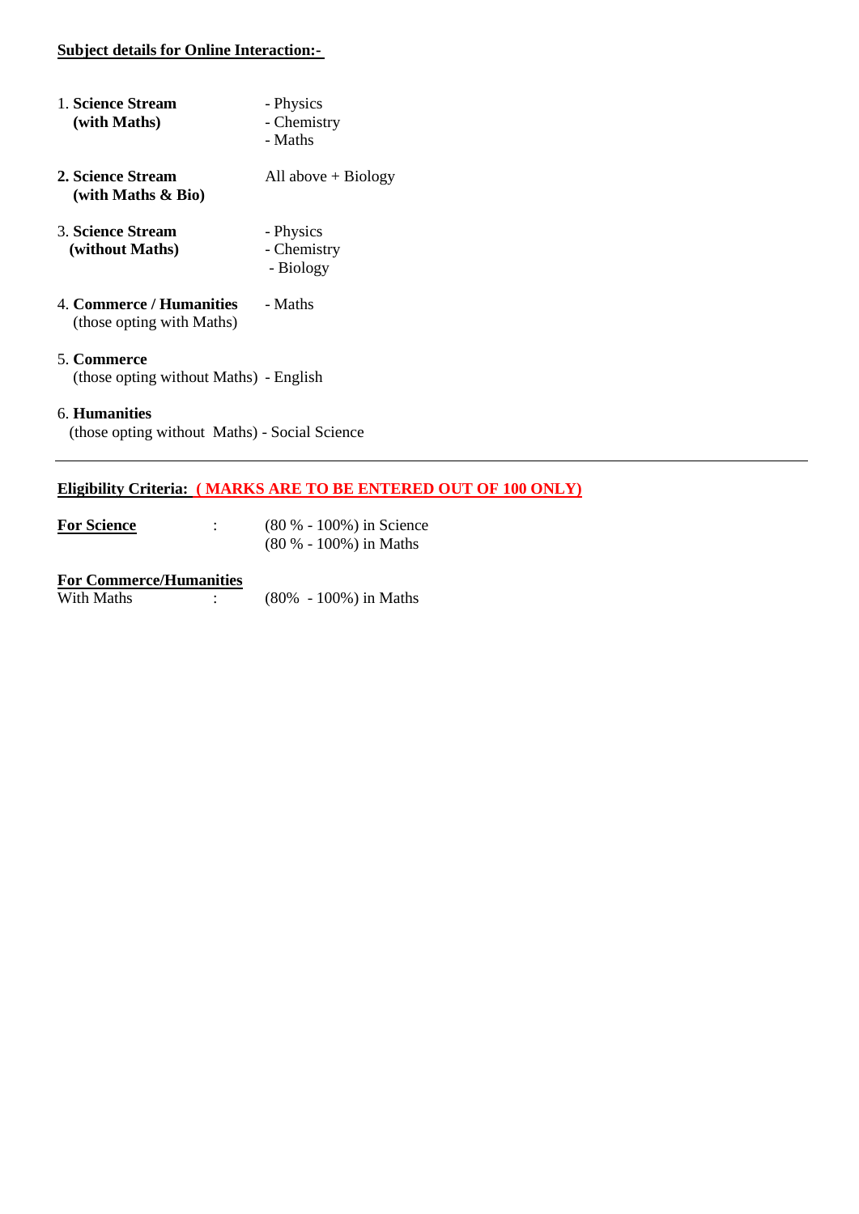**Subject details for Online Interaction:-**

1. **Science Stream (with Maths)**
   - Physics
   - Chemistry
   - Maths

2. **Science Stream (with Maths & Bio)**
   All above + Biology

3. **Science Stream (without Maths)**
   - Physics
   - Chemistry
   - Biology

4. **Commerce / Humanities** (those opting with Maths)
   - Maths

5. **Commerce** (those opting without Maths) - English

6. **Humanities** (those opting without Maths) - Social Science

---

**Eligibility Criteria: ( MARKS ARE TO BE ENTERED OUT OF 100 ONLY)**

**For Science** : (80 % - 100%) in Science
(80 % - 100%) in Maths

**For Commerce/Humanities**
With Maths : (80% - 100%) in Maths